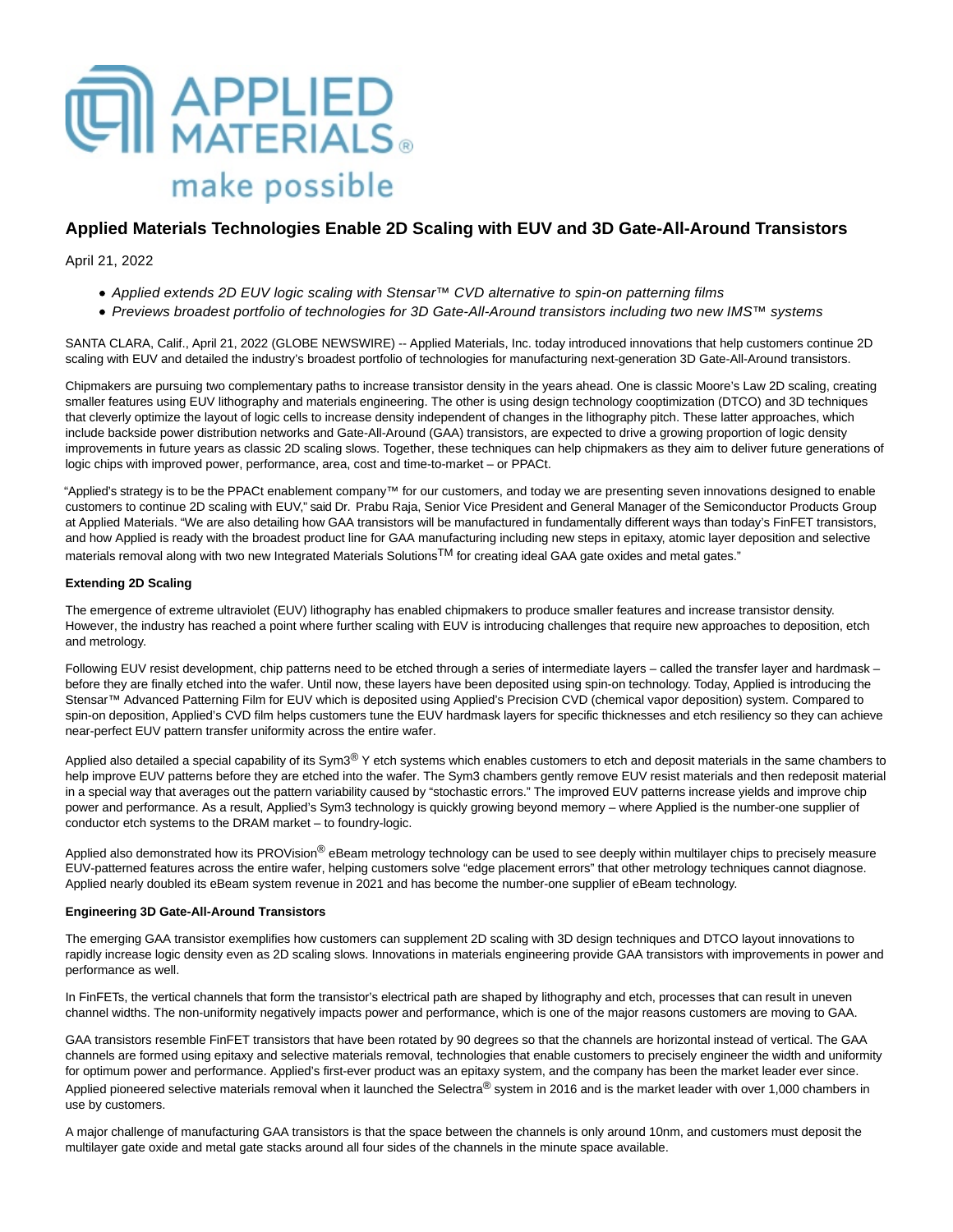# Applied Materials Technologies Enable 2D Scaling with EUV and 3D Gate-All-Around Transistors

April 21, 2022

- *Applied extends 2D EUV logic scaling with Stensar™ CVD alternative to spin-on patterning films*
- *Previews broadest portfolio of technologies for 3D Gate-All-Around transistors including two new IMS™ systems*

SANTA CLARA, Calif., April 21, 2022 (GLOBE NEWSWIRE) -- Applied Materials, Inc. today introduced innovations that help customers continue 2D scaling with EUV and detailed the industry's broadest portfolio of technologies for manufacturing next-generation 3D Gate-All-Around transistors.

Chipmakers are pursuing two complementary paths to increase transistor density in the years ahead. One is classic Moore's Law 2D scaling, creating smaller features using EUV lithography and materials engineering. The other is using design technology cooptimization (DTCO) and 3D techniques that cleverly optimize the layout of logic cells to increase density independent of changes in the lithography pitch. These latter approaches, which include backside power distribution networks and Gate-All-Around (GAA) transistors, are expected to drive a growing proportion of logic density improvements in future years as classic 2D scaling slows. Together, these techniques can help chipmakers as they aim to deliver future generations of logic chips with improved power, performance, area, cost and time-to-market – or PPACt.

"Applied's strategy is to be the PPACt enablement company™ for our customers, and today we are presenting seven innovations designed to enable customers to continue 2D scaling with EUV," said Dr. Prabu Raja, Senior Vice President and General Manager of the Semiconductor Products Group at Applied Materials. "We are also detailing how GAA transistors will be manufactured in fundamentally different ways than today's FinFET transistors, and how Applied is ready with the broadest product line for GAA manufacturing including new steps in epitaxy, atomic layer deposition and selective materials removal along with two new Integrated Materials Solutions™ for creating ideal GAA gate oxides and metal gates."

**Extending 2D Scaling**

The emergence of extreme ultraviolet (EUV) lithography has enabled chipmakers to produce smaller features and increase transistor density. However, the industry has reached a point where further scaling with EUV is introducing challenges that require new approaches to deposition, etch and metrology.

Following EUV resist development, chip patterns need to be etched through a series of intermediate layers – called the transfer layer and hardmask – before they are finally etched into the wafer. Until now, these layers have been deposited using spin-on technology. Today, Applied is introducing the Stensar™ Advanced Patterning Film for EUV which is deposited using Applied's Precision CVD (chemical vapor deposition) system. Compared to spin-on deposition, Applied's CVD film helps customers tune the EUV hardmask layers for specific thicknesses and etch resiliency so they can achieve near-perfect EUV pattern transfer uniformity across the entire wafer.

Applied also detailed a special capability of its Sym3® Y etch systems which enables customers to etch and deposit materials in the same chambers to help improve EUV patterns before they are etched into the wafer. The Sym3 chambers gently remove EUV resist materials and then redeposit material in a special way that averages out the pattern variability caused by "stochastic errors." The improved EUV patterns increase yields and improve chip power and performance. As a result, Applied's Sym3 technology is quickly growing beyond memory – where Applied is the number-one supplier of conductor etch systems to the DRAM market – to foundry-logic.

Applied also demonstrated how its PROVision® eBeam metrology technology can be used to see deeply within multilayer chips to precisely measure EUV-patterned features across the entire wafer, helping customers solve "edge placement errors" that other metrology techniques cannot diagnose. Applied nearly doubled its eBeam system revenue in 2021 and has become the number-one supplier of eBeam technology.

**Engineering 3D Gate-All-Around Transistors**

The emerging GAA transistor exemplifies how customers can supplement 2D scaling with 3D design techniques and DTCO layout innovations to rapidly increase logic density even as 2D scaling slows. Innovations in materials engineering provide GAA transistors with improvements in power and performance as well.

In FinFETs, the vertical channels that form the transistor's electrical path are shaped by lithography and etch, processes that can result in uneven channel widths. The non-uniformity negatively impacts power and performance, which is one of the major reasons customers are moving to GAA.

GAA transistors resemble FinFET transistors that have been rotated by 90 degrees so that the channels are horizontal instead of vertical. The GAA channels are formed using epitaxy and selective materials removal, technologies that enable customers to precisely engineer the width and uniformity for optimum power and performance. Applied's first-ever product was an epitaxy system, and the company has been the market leader ever since. Applied pioneered selective materials removal when it launched the Selectra® system in 2016 and is the market leader with over 1,000 chambers in use by customers.

A major challenge of manufacturing GAA transistors is that the space between the channels is only around 10nm, and customers must deposit the multilayer gate oxide and metal gate stacks around all four sides of the channels in the minute space available.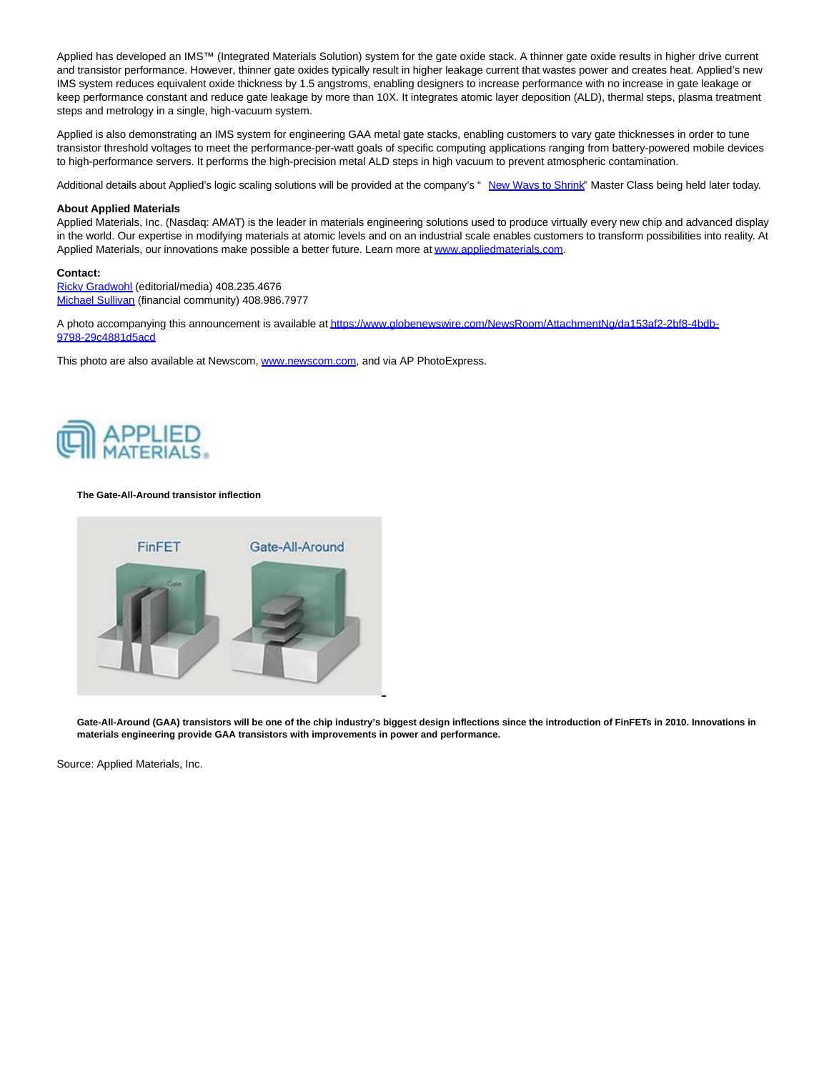Applied has developed an IMS™ (Integrated Materials Solution) system for the gate oxide stack. A thinner gate oxide results in higher drive current and transistor performance. However, thinner gate oxides typically result in higher leakage current that wastes power and creates heat. Applied's new IMS system reduces equivalent oxide thickness by 1.5 angstroms, enabling designers to increase performance with no increase in gate leakage or keep performance constant and reduce gate leakage by more than 10X. It integrates atomic layer deposition (ALD), thermal steps, plasma treatment steps and metrology in a single, high-vacuum system.

Applied is also demonstrating an IMS system for engineering GAA metal gate stacks, enabling customers to vary gate thicknesses in order to tune transistor threshold voltages to meet the performance-per-watt goals of specific computing applications ranging from battery-powered mobile devices to high-performance servers. It performs the high-precision metal ALD steps in high vacuum to prevent atmospheric contamination.

Additional details about Applied's logic scaling solutions will be provided at the company's "New Ways to Shrink" Master Class being held later today.

**About Applied Materials**
Applied Materials, Inc. (Nasdaq: AMAT) is the leader in materials engineering solutions used to produce virtually every new chip and advanced display in the world. Our expertise in modifying materials at atomic levels and on an industrial scale enables customers to transform possibilities into reality. At Applied Materials, our innovations make possible a better future. Learn more at www.appliedmaterials.com.

**Contact:**
Ricky Gradwohl (editorial/media) 408.235.4676
Michael Sullivan (financial community) 408.986.7977

A photo accompanying this announcement is available at https://www.globenewswire.com/NewsRoom/AttachmentNg/da153af2-2bf8-4bdb-9798-29c4881d5acd

This photo are also available at Newscom, www.newscom.com, and via AP PhotoExpress.

APPLIED MATERIALS

**The Gate-All-Around transistor inflection**

FinFET

Gate

Gate-All-Around

**Gate-All-Around (GAA) transistors will be one of the chip industry's biggest design inflections since the introduction of FinFETs in 2010. Innovations in materials engineering provide GAA transistors with improvements in power and performance.**

Source: Applied Materials, Inc.